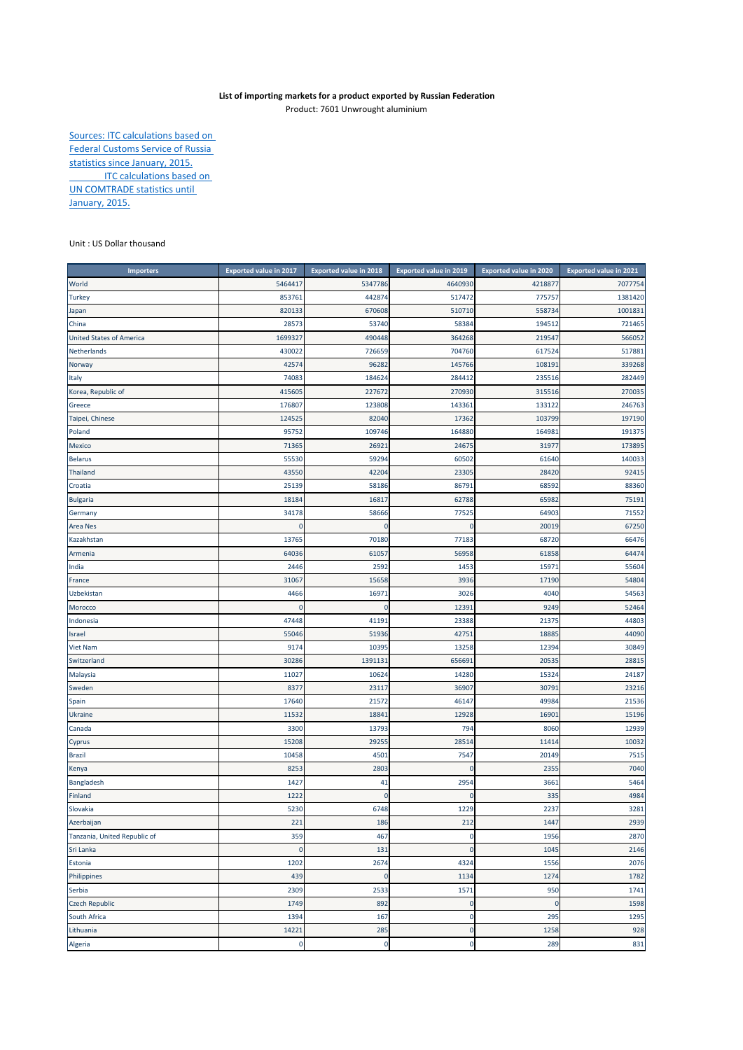**List of importing markets for a product exported by Russian Federation**

Product: 7601 Unwrought aluminium

Sources: ITC calculations based on Federal Customs Service of Russia statistics since January, 2015.
ITC calculations based on UN COMTRADE statistics until January, 2015.

Unit : US Dollar thousand

| Importers | Exported value in 2017 | Exported value in 2018 | Exported value in 2019 | Exported value in 2020 | Exported value in 2021 |
|---|---|---|---|---|---|
| World | 5464417 | 5347786 | 4640930 | 4218877 | 7077754 |
| Turkey | 853761 | 442874 | 517472 | 775757 | 1381420 |
| Japan | 820133 | 670608 | 510710 | 558734 | 1001831 |
| China | 28573 | 53740 | 58384 | 194512 | 721465 |
| United States of America | 1699327 | 490448 | 364268 | 219547 | 566052 |
| Netherlands | 430022 | 726659 | 704760 | 617524 | 517881 |
| Norway | 42574 | 96282 | 145766 | 108191 | 339268 |
| Italy | 74083 | 184624 | 284412 | 235516 | 282449 |
| Korea, Republic of | 415605 | 227672 | 270930 | 315516 | 270035 |
| Greece | 176807 | 123808 | 143361 | 133122 | 246763 |
| Taipei, Chinese | 124525 | 82040 | 17362 | 103799 | 197190 |
| Poland | 95752 | 109746 | 164880 | 164981 | 191375 |
| Mexico | 71365 | 26921 | 24675 | 31977 | 173895 |
| Belarus | 55530 | 59294 | 60502 | 61640 | 140033 |
| Thailand | 43550 | 42204 | 23305 | 28420 | 92415 |
| Croatia | 25139 | 58186 | 86791 | 68592 | 88360 |
| Bulgaria | 18184 | 16817 | 62788 | 65982 | 75191 |
| Germany | 34178 | 58666 | 77525 | 64903 | 71552 |
| Area Nes | 0 | 0 | 0 | 20019 | 67250 |
| Kazakhstan | 13765 | 70180 | 77183 | 68720 | 66476 |
| Armenia | 64036 | 61057 | 56958 | 61858 | 64474 |
| India | 2446 | 2592 | 1453 | 15971 | 55604 |
| France | 31067 | 15658 | 3936 | 17190 | 54804 |
| Uzbekistan | 4466 | 16971 | 3026 | 4040 | 54563 |
| Morocco | 0 | 0 | 12391 | 9249 | 52464 |
| Indonesia | 47448 | 41191 | 23388 | 21375 | 44803 |
| Israel | 55046 | 51936 | 42751 | 18885 | 44090 |
| Viet Nam | 9174 | 10395 | 13258 | 12394 | 30849 |
| Switzerland | 30286 | 1391131 | 656691 | 20535 | 28815 |
| Malaysia | 11027 | 10624 | 14280 | 15324 | 24187 |
| Sweden | 8377 | 23117 | 36907 | 30791 | 23216 |
| Spain | 17640 | 21572 | 46147 | 49984 | 21536 |
| Ukraine | 11532 | 18841 | 12928 | 16901 | 15196 |
| Canada | 3300 | 13793 | 794 | 8060 | 12939 |
| Cyprus | 15208 | 29255 | 28514 | 11414 | 10032 |
| Brazil | 10458 | 4501 | 7547 | 20149 | 7515 |
| Kenya | 8253 | 2803 | 0 | 2355 | 7040 |
| Bangladesh | 1427 | 41 | 2954 | 3661 | 5464 |
| Finland | 1222 | 0 | 0 | 335 | 4984 |
| Slovakia | 5230 | 6748 | 1229 | 2237 | 3281 |
| Azerbaijan | 221 | 186 | 212 | 1447 | 2939 |
| Tanzania, United Republic of | 359 | 467 | 0 | 1956 | 2870 |
| Sri Lanka | 0 | 131 | 0 | 1045 | 2146 |
| Estonia | 1202 | 2674 | 4324 | 1556 | 2076 |
| Philippines | 439 | 0 | 1134 | 1274 | 1782 |
| Serbia | 2309 | 2533 | 1571 | 950 | 1741 |
| Czech Republic | 1749 | 892 | 0 | 0 | 1598 |
| South Africa | 1394 | 167 | 0 | 295 | 1295 |
| Lithuania | 14221 | 285 | 0 | 1258 | 928 |
| Algeria | 0 | 0 | 0 | 289 | 831 |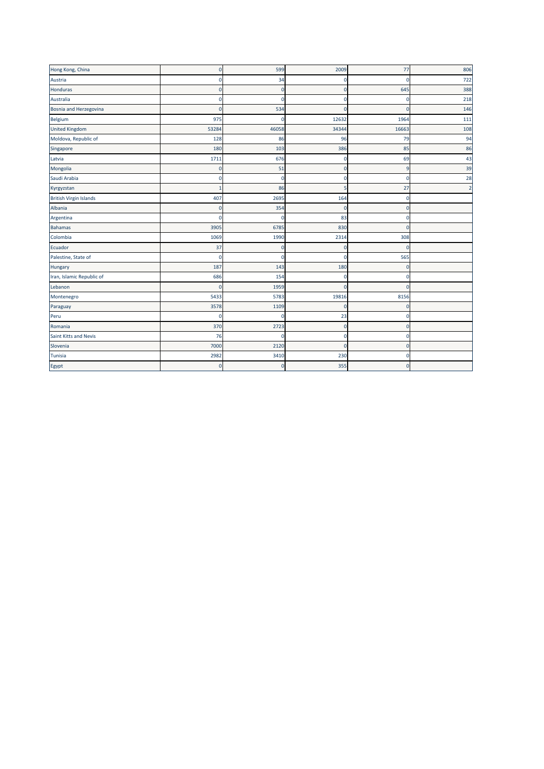| | | | | | |
|---|---|---|---|---|---|
| Hong Kong, China | 0 | 599 | 2009 | 77 | 806 |
| Austria | 0 | 34 | 0 | 0 | 722 |
| Honduras | 0 | 0 | 0 | 645 | 388 |
| Australia | 0 | 0 | 0 | 0 | 218 |
| Bosnia and Herzegovina | 0 | 534 | 0 | 0 | 146 |
| Belgium | 975 | 0 | 12632 | 1964 | 111 |
| United Kingdom | 53284 | 46058 | 34344 | 16663 | 108 |
| Moldova, Republic of | 128 | 86 | 96 | 79 | 94 |
| Singapore | 180 | 103 | 386 | 85 | 86 |
| Latvia | 1711 | 676 | 0 | 69 | 43 |
| Mongolia | 0 | 51 | 0 | 9 | 39 |
| Saudi Arabia | 0 | 0 | 0 | 0 | 28 |
| Kyrgyzstan | 1 | 86 | 5 | 27 | 2 |
| British Virgin Islands | 407 | 2695 | 164 | 0 | |
| Albania | 0 | 354 | 0 | 0 | |
| Argentina | 0 | 0 | 83 | 0 | |
| Bahamas | 3905 | 6785 | 830 | 0 | |
| Colombia | 1069 | 1990 | 2314 | 308 | |
| Ecuador | 37 | 0 | 0 | 0 | |
| Palestine, State of | 0 | 0 | 0 | 565 | |
| Hungary | 187 | 143 | 180 | 0 | |
| Iran, Islamic Republic of | 686 | 154 | 0 | 0 | |
| Lebanon | 0 | 1959 | 0 | 0 | |
| Montenegro | 5433 | 5783 | 19816 | 8156 | |
| Paraguay | 3578 | 1109 | 0 | 0 | |
| Peru | 0 | 0 | 23 | 0 | |
| Romania | 370 | 2723 | 0 | 0 | |
| Saint Kitts and Nevis | 76 | 0 | 0 | 0 | |
| Slovenia | 7000 | 2120 | 0 | 0 | |
| Tunisia | 2982 | 3410 | 230 | 0 | |
| Egypt | 0 | 0 | 355 | 0 | |